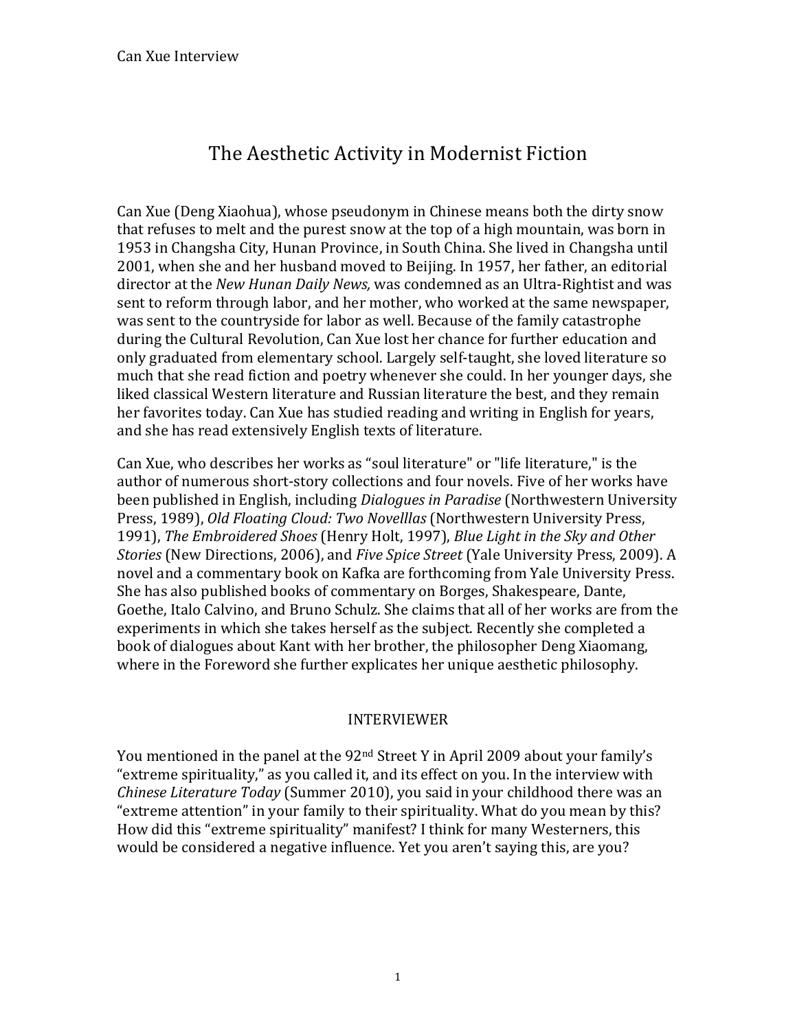# The Aesthetic Activity in Modernist Fiction

Can Xue (Deng Xiaohua), whose pseudonym in Chinese means both the dirty snow that refuses to melt and the purest snow at the top of a high mountain, was born in 1953 in Changsha City, Hunan Province, in South China. She lived in Changsha until 2001, when she and her husband moved to Beijing. In 1957, her father, an editorial director at the *New Hunan Daily News,* was condemned as an Ultra-Rightist and was sent to reform through labor, and her mother, who worked at the same newspaper, was sent to the countryside for labor as well. Because of the family catastrophe during the Cultural Revolution, Can Xue lost her chance for further education and only graduated from elementary school. Largely self-taught, she loved literature so much that she read fiction and poetry whenever she could. In her younger days, she liked classical Western literature and Russian literature the best, and they remain her favorites today. Can Xue has studied reading and writing in English for years, and she has read extensively English texts of literature.

Can Xue, who describes her works as "soul literature" or "life literature," is the author of numerous short-story collections and four novels. Five of her works have been published in English, including *Dialogues in Paradise* (Northwestern University Press, 1989), *Old Floating Cloud: Two Novelllas* (Northwestern University Press, 1991), *The Embroidered Shoes* (Henry Holt, 1997), *Blue Light in the Sky and Other Stories* (New Directions, 2006), and *Five Spice Street* (Yale University Press, 2009). A novel and a commentary book on Kafka are forthcoming from Yale University Press. She has also published books of commentary on Borges, Shakespeare, Dante, Goethe, Italo Calvino, and Bruno Schulz. She claims that all of her works are from the experiments in which she takes herself as the subject. Recently she completed a book of dialogues about Kant with her brother, the philosopher Deng Xiaomang, where in the Foreword she further explicates her unique aesthetic philosophy.

INTERVIEWER

You mentioned in the panel at the 92nd Street Y in April 2009 about your family's "extreme spirituality," as you called it, and its effect on you. In the interview with *Chinese Literature Today* (Summer 2010), you said in your childhood there was an "extreme attention" in your family to their spirituality. What do you mean by this? How did this "extreme spirituality" manifest? I think for many Westerners, this would be considered a negative influence. Yet you aren't saying this, are you?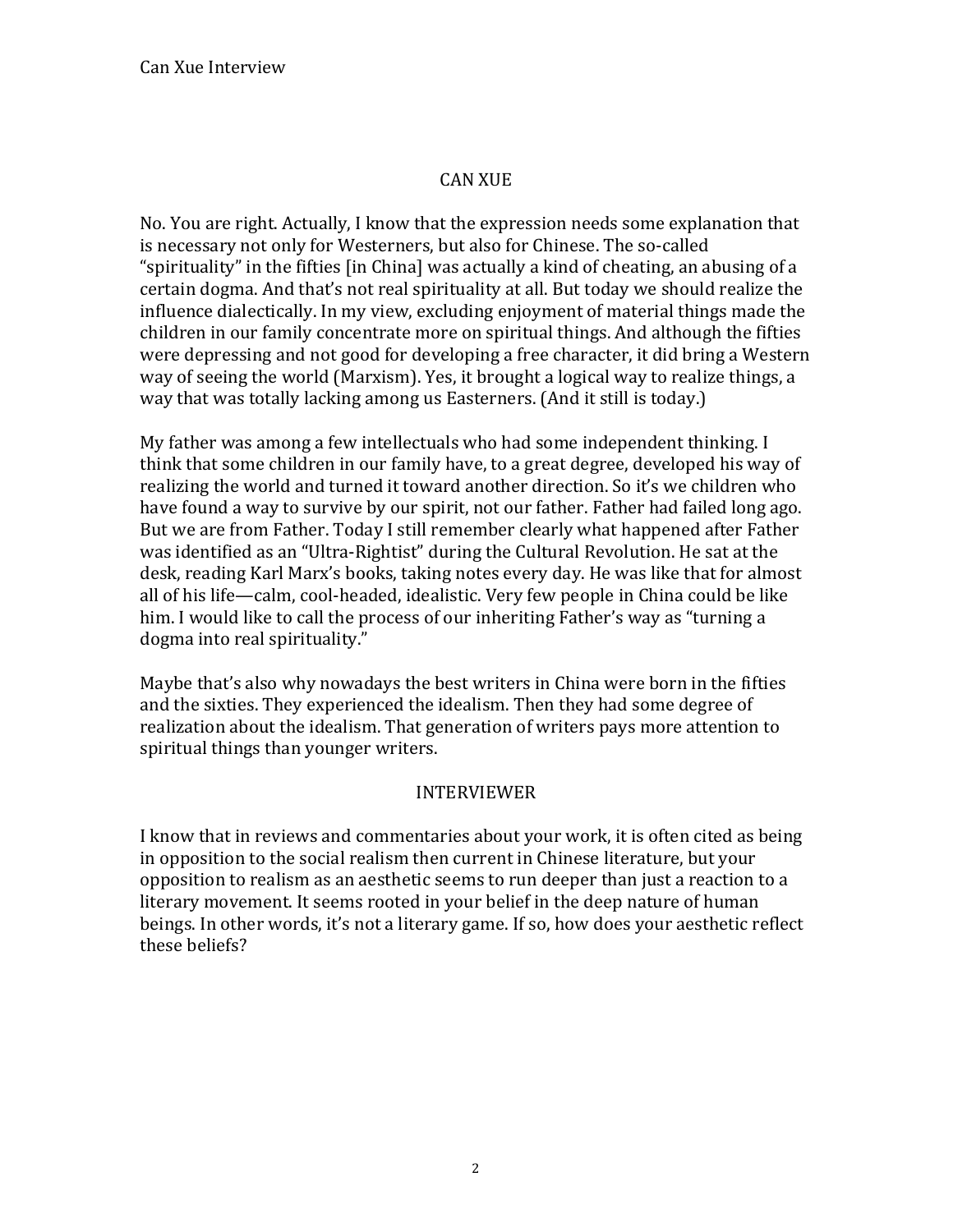CAN XUE

No. You are right. Actually, I know that the expression needs some explanation that is necessary not only for Westerners, but also for Chinese. The so-called "spirituality" in the fifties [in China] was actually a kind of cheating, an abusing of a certain dogma. And that's not real spirituality at all. But today we should realize the influence dialectically. In my view, excluding enjoyment of material things made the children in our family concentrate more on spiritual things. And although the fifties were depressing and not good for developing a free character, it did bring a Western way of seeing the world (Marxism). Yes, it brought a logical way to realize things, a way that was totally lacking among us Easterners. (And it still is today.)

My father was among a few intellectuals who had some independent thinking. I think that some children in our family have, to a great degree, developed his way of realizing the world and turned it toward another direction. So it's we children who have found a way to survive by our spirit, not our father. Father had failed long ago. But we are from Father. Today I still remember clearly what happened after Father was identified as an "Ultra-Rightist" during the Cultural Revolution. He sat at the desk, reading Karl Marx's books, taking notes every day. He was like that for almost all of his life—calm, cool-headed, idealistic. Very few people in China could be like him. I would like to call the process of our inheriting Father's way as "turning a dogma into real spirituality."

Maybe that's also why nowadays the best writers in China were born in the fifties and the sixties. They experienced the idealism. Then they had some degree of realization about the idealism. That generation of writers pays more attention to spiritual things than younger writers.

INTERVIEWER

I know that in reviews and commentaries about your work, it is often cited as being in opposition to the social realism then current in Chinese literature, but your opposition to realism as an aesthetic seems to run deeper than just a reaction to a literary movement. It seems rooted in your belief in the deep nature of human beings. In other words, it's not a literary game. If so, how does your aesthetic reflect these beliefs?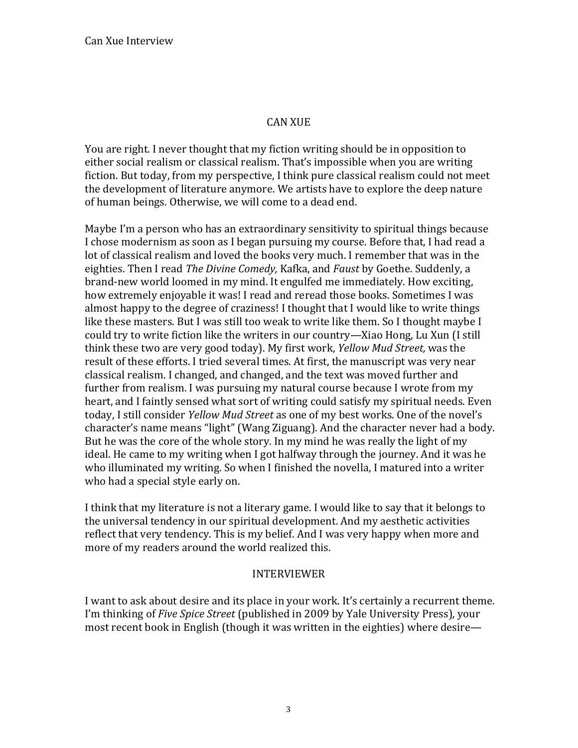CAN XUE

You are right. I never thought that my fiction writing should be in opposition to either social realism or classical realism. That's impossible when you are writing fiction. But today, from my perspective, I think pure classical realism could not meet the development of literature anymore. We artists have to explore the deep nature of human beings. Otherwise, we will come to a dead end.

Maybe I'm a person who has an extraordinary sensitivity to spiritual things because I chose modernism as soon as I began pursuing my course. Before that, I had read a lot of classical realism and loved the books very much. I remember that was in the eighties. Then I read *The Divine Comedy,* Kafka, and *Faust* by Goethe. Suddenly, a brand-new world loomed in my mind. It engulfed me immediately. How exciting, how extremely enjoyable it was! I read and reread those books. Sometimes I was almost happy to the degree of craziness! I thought that I would like to write things like these masters. But I was still too weak to write like them. So I thought maybe I could try to write fiction like the writers in our country—Xiao Hong, Lu Xun (I still think these two are very good today). My first work, *Yellow Mud Street,* was the result of these efforts. I tried several times. At first, the manuscript was very near classical realism. I changed, and changed, and the text was moved further and further from realism. I was pursuing my natural course because I wrote from my heart, and I faintly sensed what sort of writing could satisfy my spiritual needs. Even today, I still consider *Yellow Mud Street* as one of my best works. One of the novel's character's name means "light" (Wang Ziguang). And the character never had a body. But he was the core of the whole story. In my mind he was really the light of my ideal. He came to my writing when I got halfway through the journey. And it was he who illuminated my writing. So when I finished the novella, I matured into a writer who had a special style early on.

I think that my literature is not a literary game. I would like to say that it belongs to the universal tendency in our spiritual development. And my aesthetic activities reflect that very tendency. This is my belief. And I was very happy when more and more of my readers around the world realized this.

INTERVIEWER

I want to ask about desire and its place in your work. It's certainly a recurrent theme. I'm thinking of *Five Spice Street* (published in 2009 by Yale University Press), your most recent book in English (though it was written in the eighties) where desire—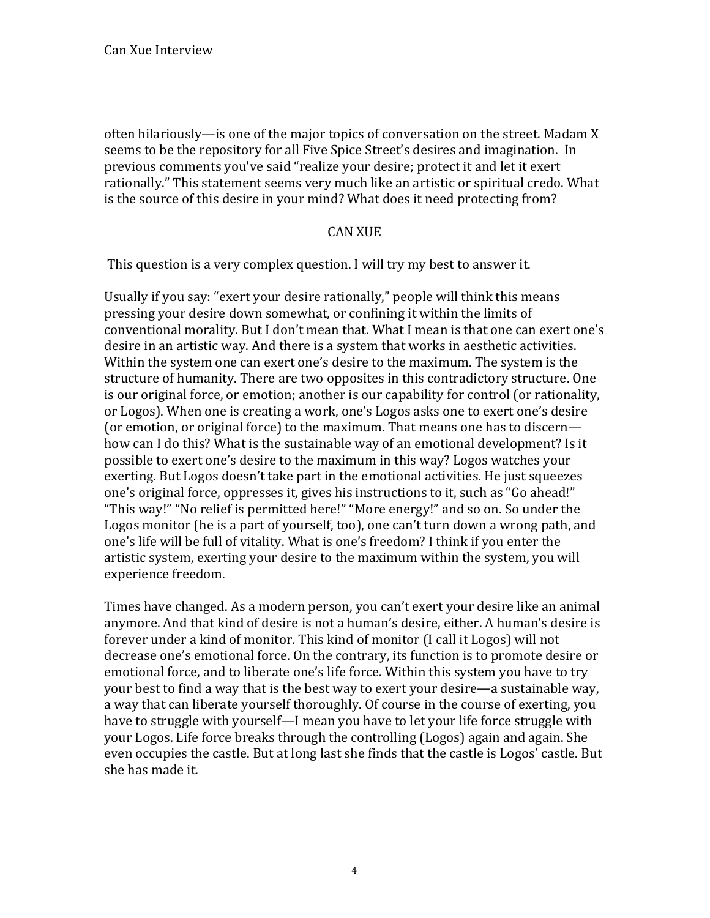often hilariously—is one of the major topics of conversation on the street. Madam X seems to be the repository for all Five Spice Street's desires and imagination. In previous comments you've said "realize your desire; protect it and let it exert rationally." This statement seems very much like an artistic or spiritual credo. What is the source of this desire in your mind? What does it need protecting from?

CAN XUE

This question is a very complex question. I will try my best to answer it.

Usually if you say: "exert your desire rationally," people will think this means pressing your desire down somewhat, or confining it within the limits of conventional morality. But I don't mean that. What I mean is that one can exert one's desire in an artistic way. And there is a system that works in aesthetic activities. Within the system one can exert one's desire to the maximum. The system is the structure of humanity. There are two opposites in this contradictory structure. One is our original force, or emotion; another is our capability for control (or rationality, or Logos). When one is creating a work, one's Logos asks one to exert one's desire (or emotion, or original force) to the maximum. That means one has to discern—how can I do this? What is the sustainable way of an emotional development? Is it possible to exert one's desire to the maximum in this way? Logos watches your exerting. But Logos doesn't take part in the emotional activities. He just squeezes one's original force, oppresses it, gives his instructions to it, such as "Go ahead!" "This way!" "No relief is permitted here!" "More energy!" and so on. So under the Logos monitor (he is a part of yourself, too), one can't turn down a wrong path, and one's life will be full of vitality. What is one's freedom? I think if you enter the artistic system, exerting your desire to the maximum within the system, you will experience freedom.

Times have changed. As a modern person, you can't exert your desire like an animal anymore. And that kind of desire is not a human's desire, either. A human's desire is forever under a kind of monitor. This kind of monitor (I call it Logos) will not decrease one's emotional force. On the contrary, its function is to promote desire or emotional force, and to liberate one's life force. Within this system you have to try your best to find a way that is the best way to exert your desire—a sustainable way, a way that can liberate yourself thoroughly. Of course in the course of exerting, you have to struggle with yourself—I mean you have to let your life force struggle with your Logos. Life force breaks through the controlling (Logos) again and again. She even occupies the castle. But at long last she finds that the castle is Logos' castle. But she has made it.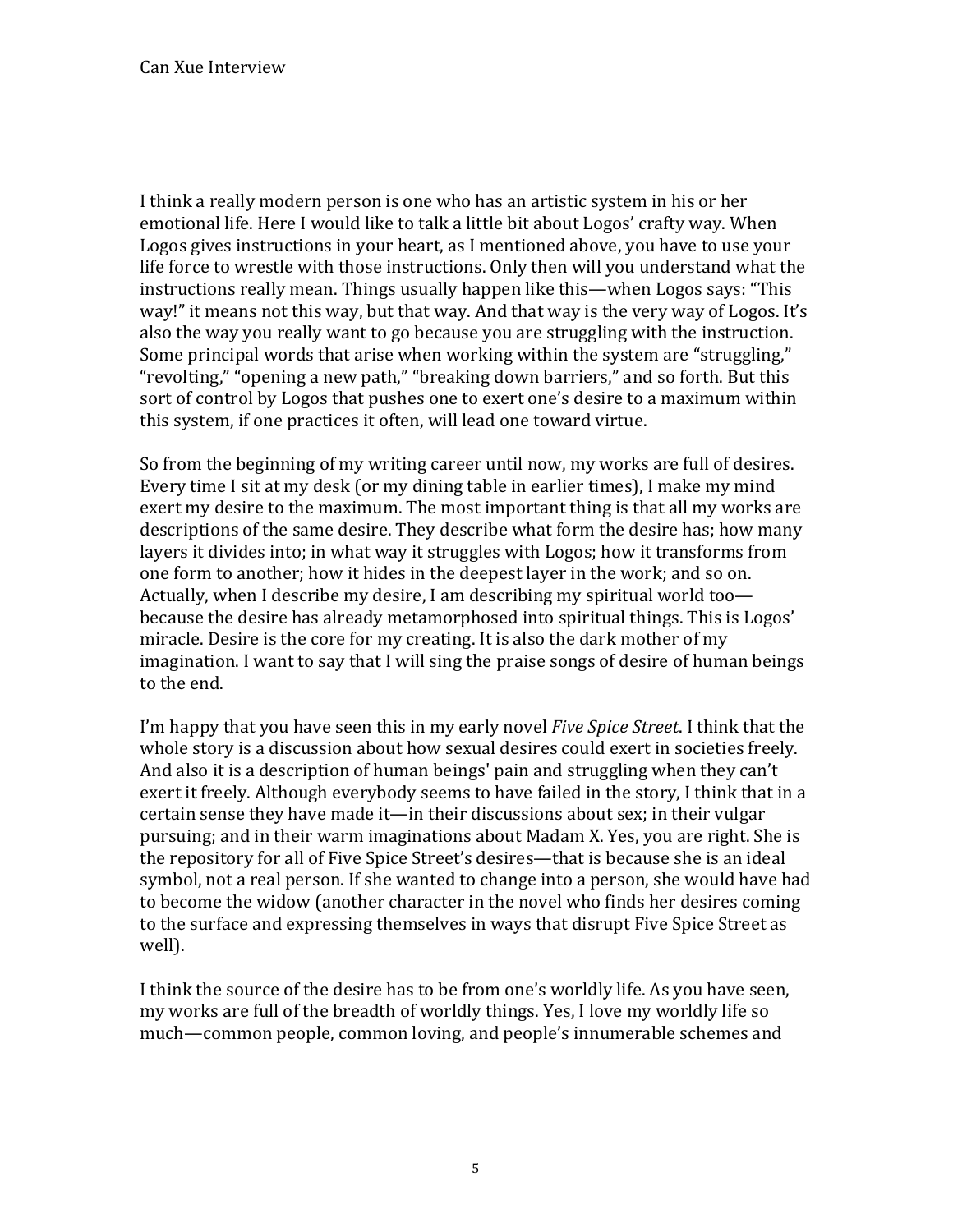I think a really modern person is one who has an artistic system in his or her emotional life. Here I would like to talk a little bit about Logos' crafty way. When Logos gives instructions in your heart, as I mentioned above, you have to use your life force to wrestle with those instructions. Only then will you understand what the instructions really mean. Things usually happen like this—when Logos says: "This way!" it means not this way, but that way. And that way is the very way of Logos. It's also the way you really want to go because you are struggling with the instruction. Some principal words that arise when working within the system are "struggling," "revolting," "opening a new path," "breaking down barriers," and so forth. But this sort of control by Logos that pushes one to exert one's desire to a maximum within this system, if one practices it often, will lead one toward virtue.

So from the beginning of my writing career until now, my works are full of desires. Every time I sit at my desk (or my dining table in earlier times), I make my mind exert my desire to the maximum. The most important thing is that all my works are descriptions of the same desire. They describe what form the desire has; how many layers it divides into; in what way it struggles with Logos; how it transforms from one form to another; how it hides in the deepest layer in the work; and so on. Actually, when I describe my desire, I am describing my spiritual world too—because the desire has already metamorphosed into spiritual things. This is Logos' miracle. Desire is the core for my creating. It is also the dark mother of my imagination. I want to say that I will sing the praise songs of desire of human beings to the end.

I'm happy that you have seen this in my early novel *Five Spice Street*. I think that the whole story is a discussion about how sexual desires could exert in societies freely. And also it is a description of human beings' pain and struggling when they can't exert it freely. Although everybody seems to have failed in the story, I think that in a certain sense they have made it—in their discussions about sex; in their vulgar pursuing; and in their warm imaginations about Madam X. Yes, you are right. She is the repository for all of Five Spice Street's desires—that is because she is an ideal symbol, not a real person. If she wanted to change into a person, she would have had to become the widow (another character in the novel who finds her desires coming to the surface and expressing themselves in ways that disrupt Five Spice Street as well).

I think the source of the desire has to be from one's worldly life. As you have seen, my works are full of the breadth of worldly things. Yes, I love my worldly life so much—common people, common loving, and people's innumerable schemes and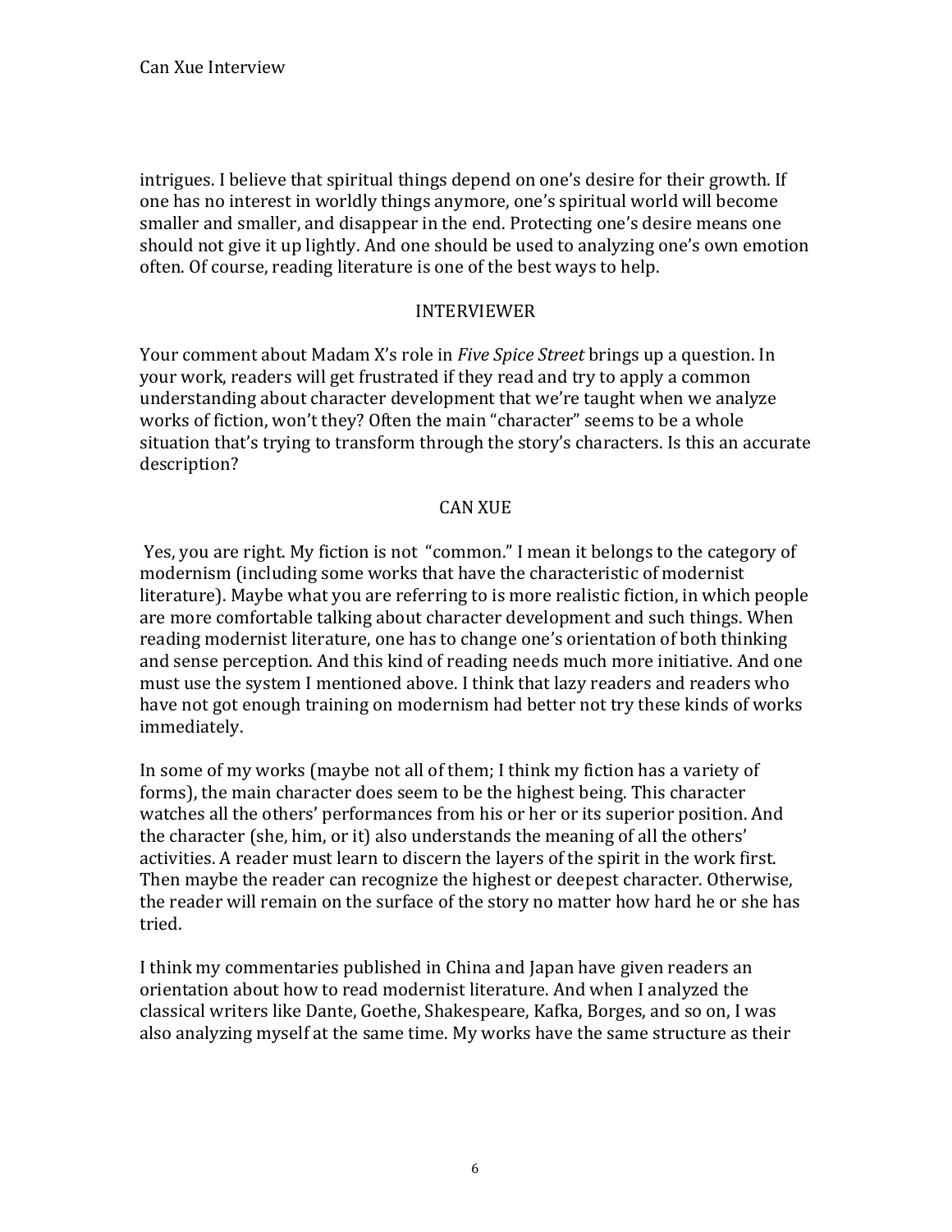intrigues. I believe that spiritual things depend on one's desire for their growth. If one has no interest in worldly things anymore, one's spiritual world will become smaller and smaller, and disappear in the end. Protecting one's desire means one should not give it up lightly. And one should be used to analyzing one's own emotion often. Of course, reading literature is one of the best ways to help.

INTERVIEWER

Your comment about Madam X's role in *Five Spice Street* brings up a question. In your work, readers will get frustrated if they read and try to apply a common understanding about character development that we're taught when we analyze works of fiction, won't they? Often the main "character" seems to be a whole situation that's trying to transform through the story's characters. Is this an accurate description?

CAN XUE

Yes, you are right. My fiction is not "common." I mean it belongs to the category of modernism (including some works that have the characteristic of modernist literature). Maybe what you are referring to is more realistic fiction, in which people are more comfortable talking about character development and such things. When reading modernist literature, one has to change one's orientation of both thinking and sense perception. And this kind of reading needs much more initiative. And one must use the system I mentioned above. I think that lazy readers and readers who have not got enough training on modernism had better not try these kinds of works immediately.

In some of my works (maybe not all of them; I think my fiction has a variety of forms), the main character does seem to be the highest being. This character watches all the others' performances from his or her or its superior position. And the character (she, him, or it) also understands the meaning of all the others' activities. A reader must learn to discern the layers of the spirit in the work first. Then maybe the reader can recognize the highest or deepest character. Otherwise, the reader will remain on the surface of the story no matter how hard he or she has tried.

I think my commentaries published in China and Japan have given readers an orientation about how to read modernist literature. And when I analyzed the classical writers like Dante, Goethe, Shakespeare, Kafka, Borges, and so on, I was also analyzing myself at the same time. My works have the same structure as their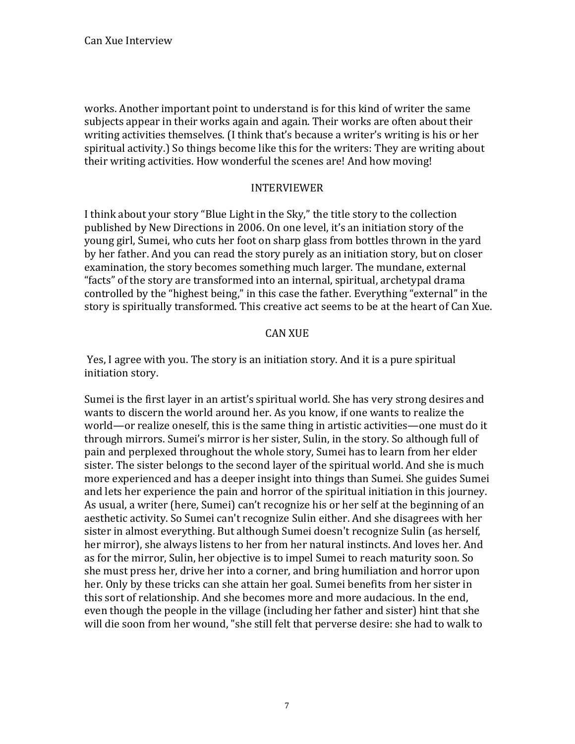works. Another important point to understand is for this kind of writer the same subjects appear in their works again and again. Their works are often about their writing activities themselves. (I think that's because a writer's writing is his or her spiritual activity.) So things become like this for the writers: They are writing about their writing activities. How wonderful the scenes are! And how moving!

INTERVIEWER

I think about your story "Blue Light in the Sky," the title story to the collection published by New Directions in 2006. On one level, it's an initiation story of the young girl, Sumei, who cuts her foot on sharp glass from bottles thrown in the yard by her father. And you can read the story purely as an initiation story, but on closer examination, the story becomes something much larger. The mundane, external "facts" of the story are transformed into an internal, spiritual, archetypal drama controlled by the "highest being," in this case the father. Everything "external" in the story is spiritually transformed. This creative act seems to be at the heart of Can Xue.

CAN XUE

Yes, I agree with you. The story is an initiation story. And it is a pure spiritual initiation story.

Sumei is the first layer in an artist's spiritual world. She has very strong desires and wants to discern the world around her. As you know, if one wants to realize the world—or realize oneself, this is the same thing in artistic activities—one must do it through mirrors. Sumei's mirror is her sister, Sulin, in the story. So although full of pain and perplexed throughout the whole story, Sumei has to learn from her elder sister. The sister belongs to the second layer of the spiritual world. And she is much more experienced and has a deeper insight into things than Sumei. She guides Sumei and lets her experience the pain and horror of the spiritual initiation in this journey. As usual, a writer (here, Sumei) can't recognize his or her self at the beginning of an aesthetic activity. So Sumei can't recognize Sulin either. And she disagrees with her sister in almost everything. But although Sumei doesn't recognize Sulin (as herself, her mirror), she always listens to her from her natural instincts. And loves her. And as for the mirror, Sulin, her objective is to impel Sumei to reach maturity soon. So she must press her, drive her into a corner, and bring humiliation and horror upon her. Only by these tricks can she attain her goal. Sumei benefits from her sister in this sort of relationship. And she becomes more and more audacious. In the end, even though the people in the village (including her father and sister) hint that she will die soon from her wound, "she still felt that perverse desire: she had to walk to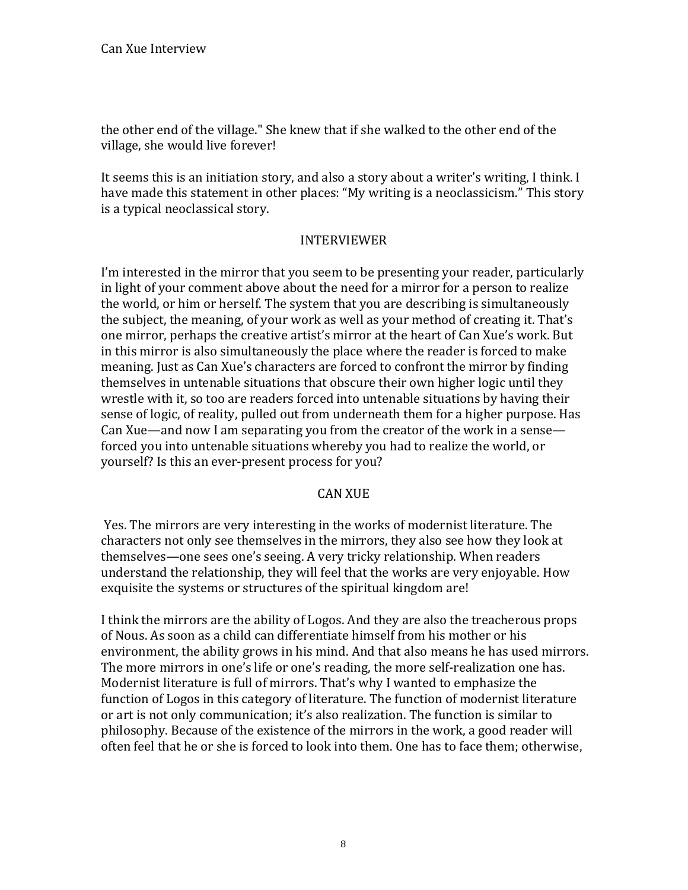the other end of the village." She knew that if she walked to the other end of the village, she would live forever!

It seems this is an initiation story, and also a story about a writer's writing, I think. I have made this statement in other places: "My writing is a neoclassicism." This story is a typical neoclassical story.

INTERVIEWER

I'm interested in the mirror that you seem to be presenting your reader, particularly in light of your comment above about the need for a mirror for a person to realize the world, or him or herself. The system that you are describing is simultaneously the subject, the meaning, of your work as well as your method of creating it. That's one mirror, perhaps the creative artist's mirror at the heart of Can Xue's work. But in this mirror is also simultaneously the place where the reader is forced to make meaning. Just as Can Xue's characters are forced to confront the mirror by finding themselves in untenable situations that obscure their own higher logic until they wrestle with it, so too are readers forced into untenable situations by having their sense of logic, of reality, pulled out from underneath them for a higher purpose. Has Can Xue—and now I am separating you from the creator of the work in a sense—forced you into untenable situations whereby you had to realize the world, or yourself? Is this an ever-present process for you?

CAN XUE

Yes. The mirrors are very interesting in the works of modernist literature. The characters not only see themselves in the mirrors, they also see how they look at themselves—one sees one's seeing. A very tricky relationship. When readers understand the relationship, they will feel that the works are very enjoyable. How exquisite the systems or structures of the spiritual kingdom are!

I think the mirrors are the ability of Logos. And they are also the treacherous props of Nous. As soon as a child can differentiate himself from his mother or his environment, the ability grows in his mind. And that also means he has used mirrors. The more mirrors in one's life or one's reading, the more self-realization one has. Modernist literature is full of mirrors. That's why I wanted to emphasize the function of Logos in this category of literature. The function of modernist literature or art is not only communication; it's also realization. The function is similar to philosophy. Because of the existence of the mirrors in the work, a good reader will often feel that he or she is forced to look into them. One has to face them; otherwise,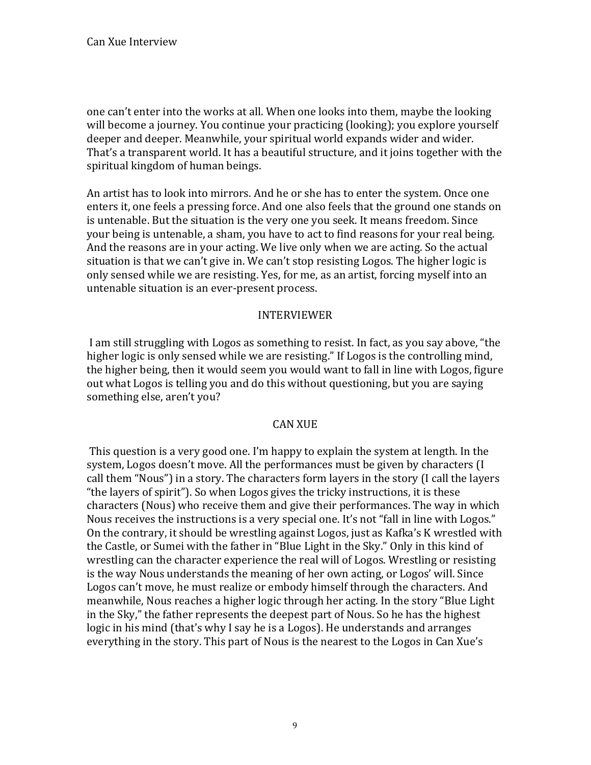one can't enter into the works at all. When one looks into them, maybe the looking will become a journey. You continue your practicing (looking); you explore yourself deeper and deeper. Meanwhile, your spiritual world expands wider and wider. That's a transparent world. It has a beautiful structure, and it joins together with the spiritual kingdom of human beings.

An artist has to look into mirrors. And he or she has to enter the system. Once one enters it, one feels a pressing force. And one also feels that the ground one stands on is untenable. But the situation is the very one you seek. It means freedom. Since your being is untenable, a sham, you have to act to find reasons for your real being. And the reasons are in your acting. We live only when we are acting. So the actual situation is that we can't give in. We can't stop resisting Logos. The higher logic is only sensed while we are resisting. Yes, for me, as an artist, forcing myself into an untenable situation is an ever-present process.

INTERVIEWER

I am still struggling with Logos as something to resist. In fact, as you say above, "the higher logic is only sensed while we are resisting." If Logos is the controlling mind, the higher being, then it would seem you would want to fall in line with Logos, figure out what Logos is telling you and do this without questioning, but you are saying something else, aren't you?

CAN XUE

This question is a very good one. I'm happy to explain the system at length. In the system, Logos doesn't move. All the performances must be given by characters (I call them "Nous") in a story. The characters form layers in the story (I call the layers "the layers of spirit"). So when Logos gives the tricky instructions, it is these characters (Nous) who receive them and give their performances. The way in which Nous receives the instructions is a very special one. It's not "fall in line with Logos." On the contrary, it should be wrestling against Logos, just as Kafka's K wrestled with the Castle, or Sumei with the father in "Blue Light in the Sky." Only in this kind of wrestling can the character experience the real will of Logos. Wrestling or resisting is the way Nous understands the meaning of her own acting, or Logos' will. Since Logos can't move, he must realize or embody himself through the characters. And meanwhile, Nous reaches a higher logic through her acting. In the story "Blue Light in the Sky," the father represents the deepest part of Nous. So he has the highest logic in his mind (that's why I say he is a Logos). He understands and arranges everything in the story. This part of Nous is the nearest to the Logos in Can Xue's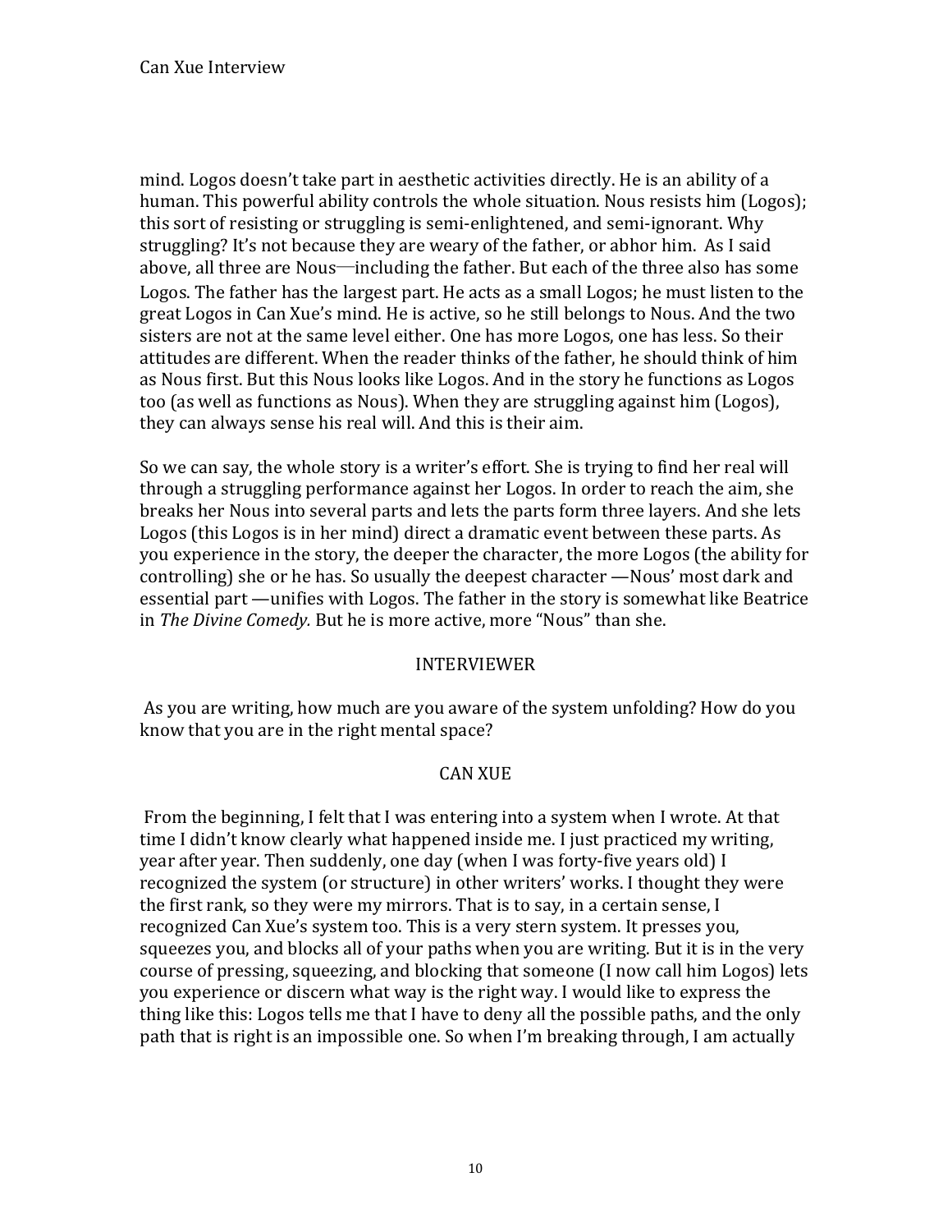mind. Logos doesn't take part in aesthetic activities directly. He is an ability of a human. This powerful ability controls the whole situation. Nous resists him (Logos); this sort of resisting or struggling is semi-enlightened, and semi-ignorant. Why struggling? It's not because they are weary of the father, or abhor him. As I said above, all three are Nous—including the father. But each of the three also has some Logos. The father has the largest part. He acts as a small Logos; he must listen to the great Logos in Can Xue's mind. He is active, so he still belongs to Nous. And the two sisters are not at the same level either. One has more Logos, one has less. So their attitudes are different. When the reader thinks of the father, he should think of him as Nous first. But this Nous looks like Logos. And in the story he functions as Logos too (as well as functions as Nous). When they are struggling against him (Logos), they can always sense his real will. And this is their aim.

So we can say, the whole story is a writer's effort. She is trying to find her real will through a struggling performance against her Logos. In order to reach the aim, she breaks her Nous into several parts and lets the parts form three layers. And she lets Logos (this Logos is in her mind) direct a dramatic event between these parts. As you experience in the story, the deeper the character, the more Logos (the ability for controlling) she or he has. So usually the deepest character —Nous' most dark and essential part —unifies with Logos. The father in the story is somewhat like Beatrice in *The Divine Comedy.* But he is more active, more "Nous" than she.

INTERVIEWER

As you are writing, how much are you aware of the system unfolding? How do you know that you are in the right mental space?

CAN XUE

From the beginning, I felt that I was entering into a system when I wrote. At that time I didn't know clearly what happened inside me. I just practiced my writing, year after year. Then suddenly, one day (when I was forty-five years old) I recognized the system (or structure) in other writers' works. I thought they were the first rank, so they were my mirrors. That is to say, in a certain sense, I recognized Can Xue's system too. This is a very stern system. It presses you, squeezes you, and blocks all of your paths when you are writing. But it is in the very course of pressing, squeezing, and blocking that someone (I now call him Logos) lets you experience or discern what way is the right way. I would like to express the thing like this: Logos tells me that I have to deny all the possible paths, and the only path that is right is an impossible one. So when I'm breaking through, I am actually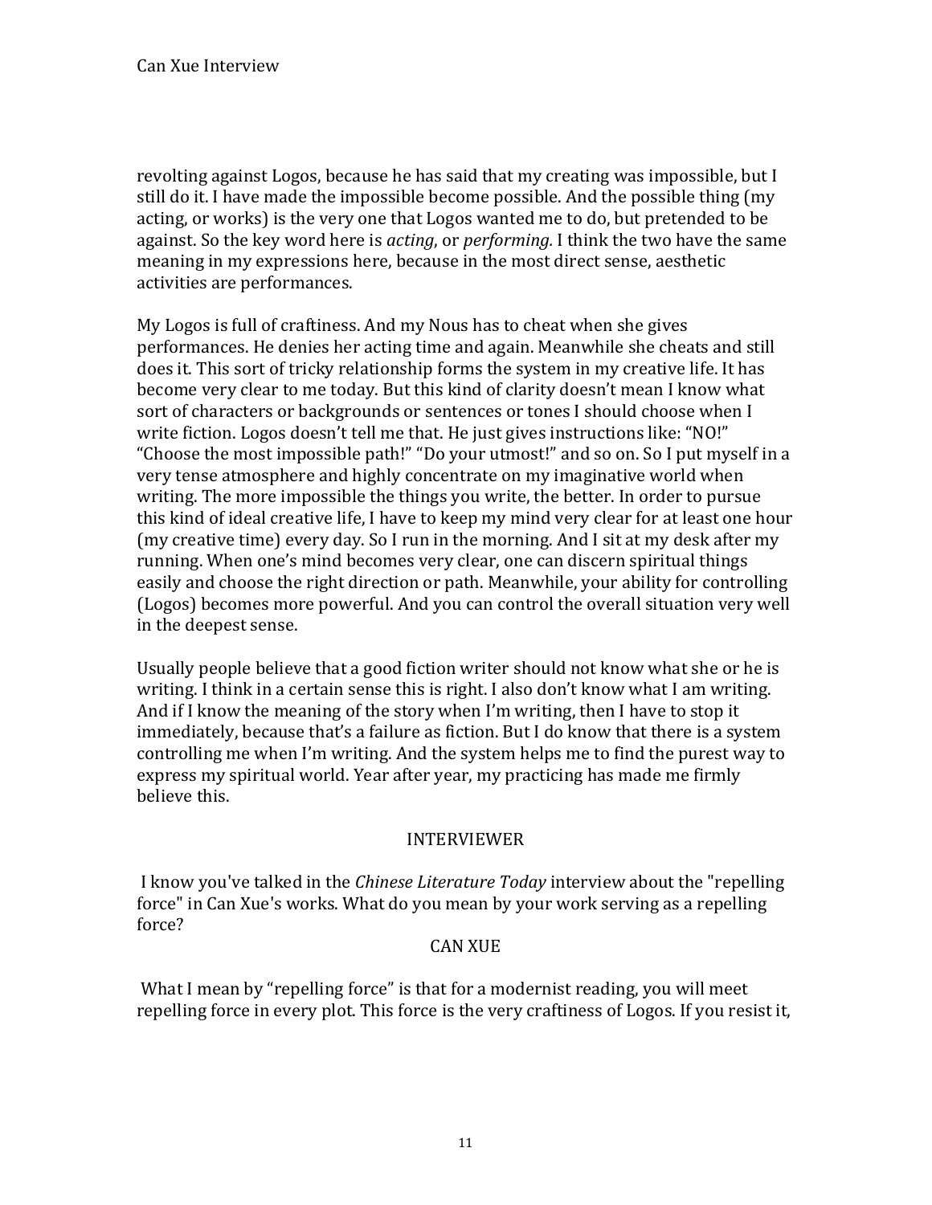revolting against Logos, because he has said that my creating was impossible, but I still do it. I have made the impossible become possible. And the possible thing (my acting, or works) is the very one that Logos wanted me to do, but pretended to be against. So the key word here is *acting*, or *performing.* I think the two have the same meaning in my expressions here, because in the most direct sense, aesthetic activities are performances.

My Logos is full of craftiness. And my Nous has to cheat when she gives performances. He denies her acting time and again. Meanwhile she cheats and still does it. This sort of tricky relationship forms the system in my creative life. It has become very clear to me today. But this kind of clarity doesn't mean I know what sort of characters or backgrounds or sentences or tones I should choose when I write fiction. Logos doesn't tell me that. He just gives instructions like: "NO!" "Choose the most impossible path!" "Do your utmost!" and so on. So I put myself in a very tense atmosphere and highly concentrate on my imaginative world when writing. The more impossible the things you write, the better. In order to pursue this kind of ideal creative life, I have to keep my mind very clear for at least one hour (my creative time) every day. So I run in the morning. And I sit at my desk after my running. When one's mind becomes very clear, one can discern spiritual things easily and choose the right direction or path. Meanwhile, your ability for controlling (Logos) becomes more powerful. And you can control the overall situation very well in the deepest sense.

Usually people believe that a good fiction writer should not know what she or he is writing. I think in a certain sense this is right. I also don't know what I am writing. And if I know the meaning of the story when I'm writing, then I have to stop it immediately, because that's a failure as fiction. But I do know that there is a system controlling me when I'm writing. And the system helps me to find the purest way to express my spiritual world. Year after year, my practicing has made me firmly believe this.

INTERVIEWER

I know you've talked in the *Chinese Literature Today* interview about the "repelling force" in Can Xue's works. What do you mean by your work serving as a repelling force?

CAN XUE

What I mean by "repelling force" is that for a modernist reading, you will meet repelling force in every plot. This force is the very craftiness of Logos. If you resist it,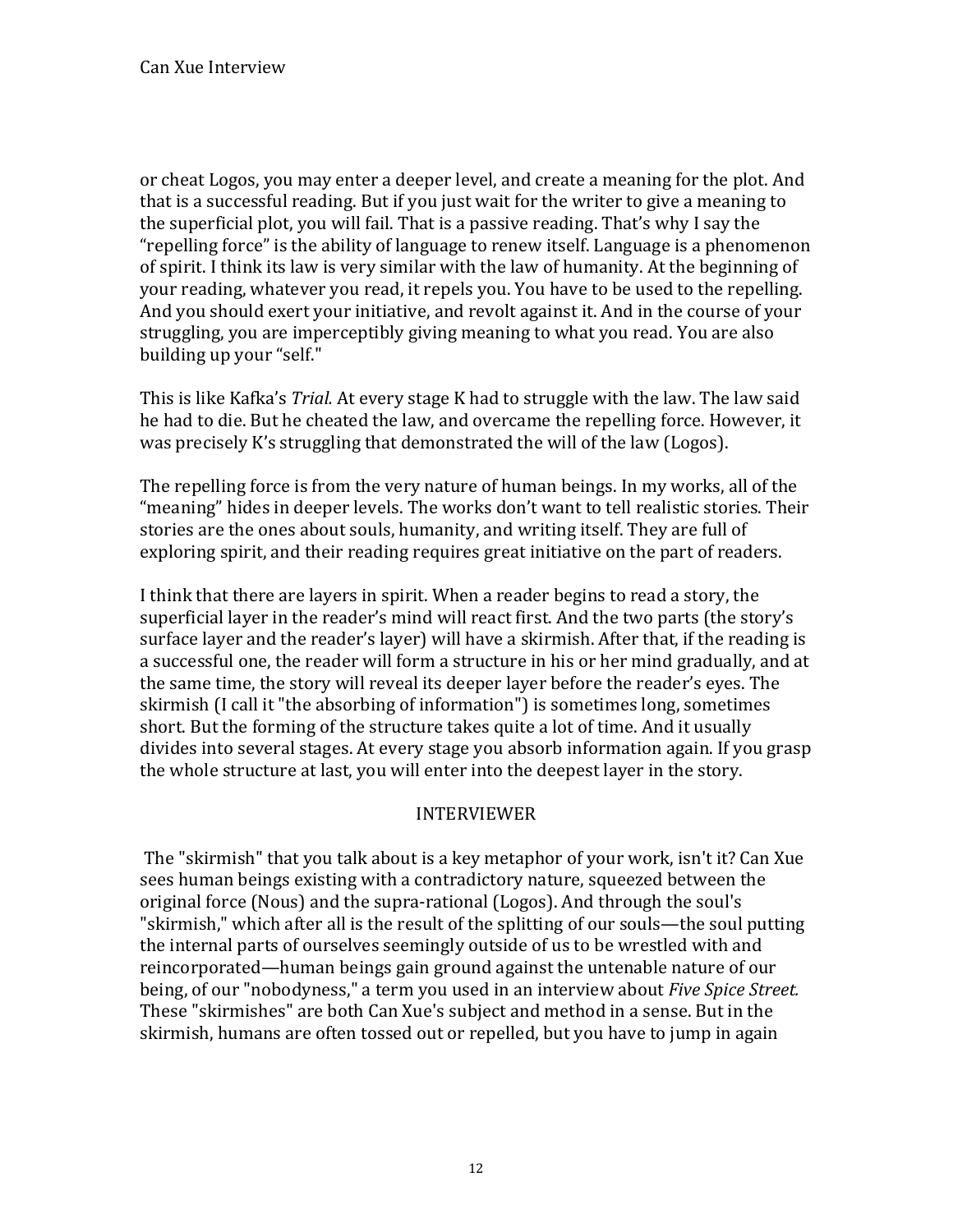or cheat Logos, you may enter a deeper level, and create a meaning for the plot. And that is a successful reading. But if you just wait for the writer to give a meaning to the superficial plot, you will fail. That is a passive reading. That's why I say the "repelling force" is the ability of language to renew itself. Language is a phenomenon of spirit. I think its law is very similar with the law of humanity. At the beginning of your reading, whatever you read, it repels you. You have to be used to the repelling. And you should exert your initiative, and revolt against it. And in the course of your struggling, you are imperceptibly giving meaning to what you read. You are also building up your "self."

This is like Kafka's *Trial.* At every stage K had to struggle with the law. The law said he had to die. But he cheated the law, and overcame the repelling force. However, it was precisely K's struggling that demonstrated the will of the law (Logos).

The repelling force is from the very nature of human beings. In my works, all of the "meaning" hides in deeper levels. The works don't want to tell realistic stories. Their stories are the ones about souls, humanity, and writing itself. They are full of exploring spirit, and their reading requires great initiative on the part of readers.

I think that there are layers in spirit. When a reader begins to read a story, the superficial layer in the reader's mind will react first. And the two parts (the story's surface layer and the reader's layer) will have a skirmish. After that, if the reading is a successful one, the reader will form a structure in his or her mind gradually, and at the same time, the story will reveal its deeper layer before the reader's eyes. The skirmish (I call it "the absorbing of information") is sometimes long, sometimes short. But the forming of the structure takes quite a lot of time. And it usually divides into several stages. At every stage you absorb information again. If you grasp the whole structure at last, you will enter into the deepest layer in the story.

INTERVIEWER

The "skirmish" that you talk about is a key metaphor of your work, isn't it? Can Xue sees human beings existing with a contradictory nature, squeezed between the original force (Nous) and the supra-rational (Logos). And through the soul's "skirmish," which after all is the result of the splitting of our souls—the soul putting the internal parts of ourselves seemingly outside of us to be wrestled with and reincorporated—human beings gain ground against the untenable nature of our being, of our "nobodyness," a term you used in an interview about *Five Spice Street.* These "skirmishes" are both Can Xue's subject and method in a sense. But in the skirmish, humans are often tossed out or repelled, but you have to jump in again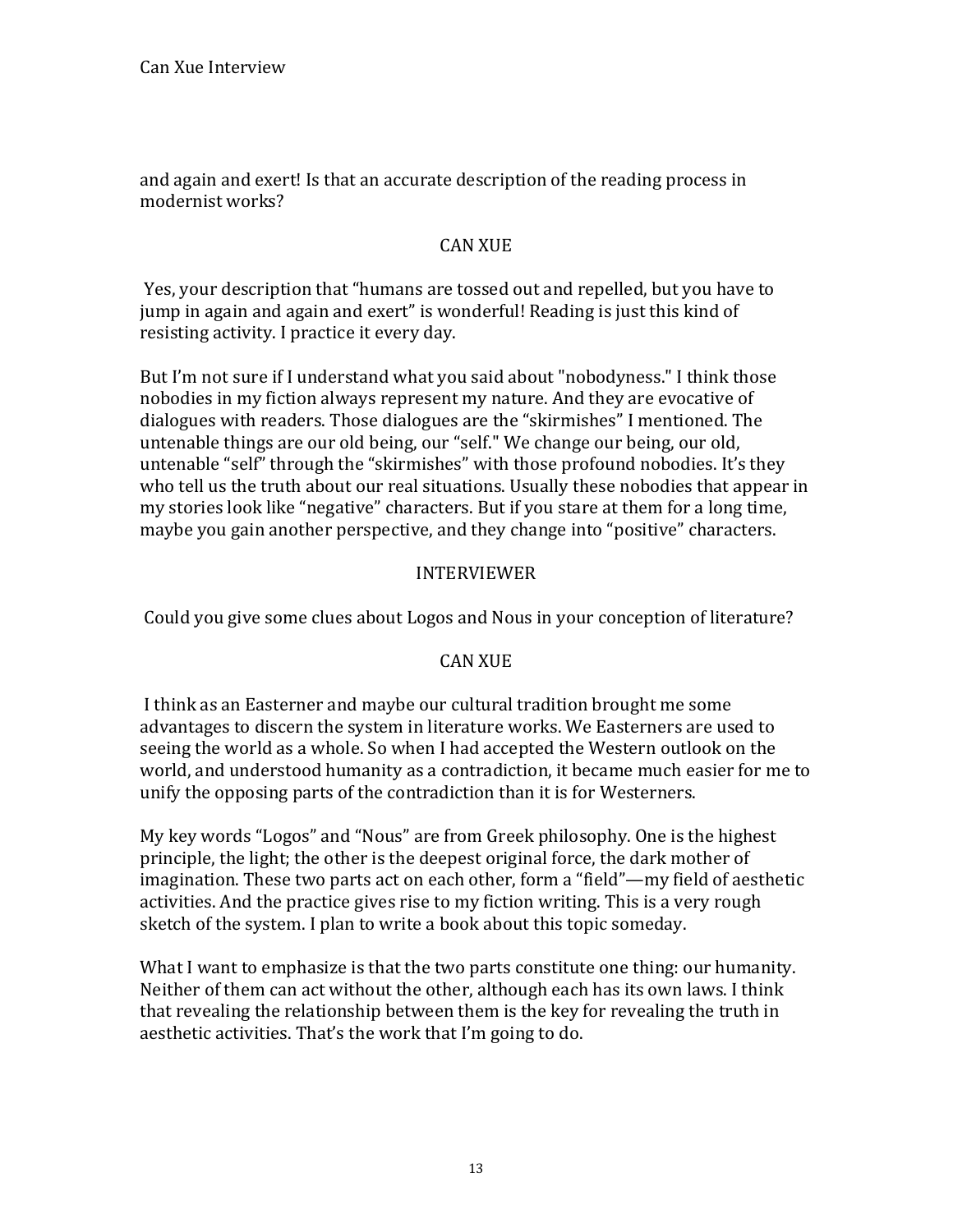and again and exert! Is that an accurate description of the reading process in modernist works?

CAN XUE

Yes, your description that "humans are tossed out and repelled, but you have to jump in again and again and exert" is wonderful! Reading is just this kind of resisting activity. I practice it every day.

But I'm not sure if I understand what you said about "nobodyness." I think those nobodies in my fiction always represent my nature. And they are evocative of dialogues with readers. Those dialogues are the "skirmishes" I mentioned. The untenable things are our old being, our "self." We change our being, our old, untenable "self" through the "skirmishes" with those profound nobodies. It's they who tell us the truth about our real situations. Usually these nobodies that appear in my stories look like "negative" characters. But if you stare at them for a long time, maybe you gain another perspective, and they change into "positive" characters.

INTERVIEWER

Could you give some clues about Logos and Nous in your conception of literature?

CAN XUE

I think as an Easterner and maybe our cultural tradition brought me some advantages to discern the system in literature works. We Easterners are used to seeing the world as a whole. So when I had accepted the Western outlook on the world, and understood humanity as a contradiction, it became much easier for me to unify the opposing parts of the contradiction than it is for Westerners.

My key words "Logos" and "Nous" are from Greek philosophy. One is the highest principle, the light; the other is the deepest original force, the dark mother of imagination. These two parts act on each other, form a "field"—my field of aesthetic activities. And the practice gives rise to my fiction writing. This is a very rough sketch of the system. I plan to write a book about this topic someday.

What I want to emphasize is that the two parts constitute one thing: our humanity. Neither of them can act without the other, although each has its own laws. I think that revealing the relationship between them is the key for revealing the truth in aesthetic activities. That's the work that I'm going to do.